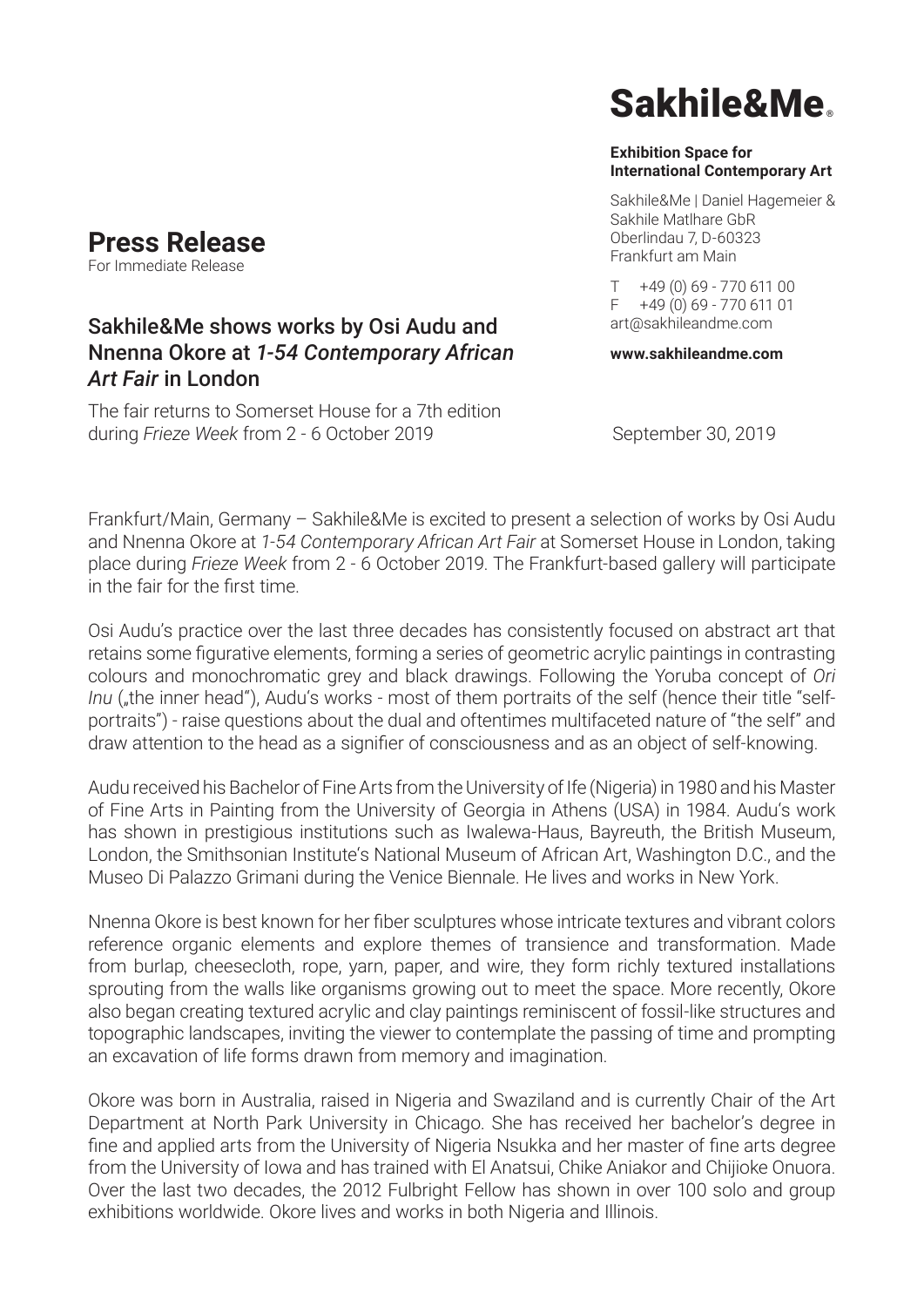# Sakhile&Me

**Exhibition Space for International Contemporary Art**

Sakhile&Me | Daniel Hagemeier & Sakhile Matlhare GbR
Oberlindau 7, D-60323
Frankfurt am Main

T +49 (0) 69 - 770 611 00
F +49 (0) 69 - 770 611 01
art@sakhileandme.com

**www.sakhileandme.com**

## Press Release

For Immediate Release

### Sakhile&Me shows works by Osi Audu and Nnenna Okore at *1-54 Contemporary African Art Fair* in London

The fair returns to Somerset House for a 7th edition during *Frieze Week* from 2 - 6 October 2019

September 30, 2019

Frankfurt/Main, Germany – Sakhile&Me is excited to present a selection of works by Osi Audu and Nnenna Okore at *1-54 Contemporary African Art Fair* at Somerset House in London, taking place during *Frieze Week* from 2 - 6 October 2019. The Frankfurt-based gallery will participate in the fair for the first time.

Osi Audu's practice over the last three decades has consistently focused on abstract art that retains some figurative elements, forming a series of geometric acrylic paintings in contrasting colours and monochromatic grey and black drawings. Following the Yoruba concept of *Ori Inu* („the inner head"), Audu's works - most of them portraits of the self (hence their title "self-portraits") - raise questions about the dual and oftentimes multifaceted nature of "the self" and draw attention to the head as a signifier of consciousness and as an object of self-knowing.

Audu received his Bachelor of Fine Arts from the University of Ife (Nigeria) in 1980 and his Master of Fine Arts in Painting from the University of Georgia in Athens (USA) in 1984. Audu's work has shown in prestigious institutions such as Iwalewa-Haus, Bayreuth, the British Museum, London, the Smithsonian Institute's National Museum of African Art, Washington D.C., and the Museo Di Palazzo Grimani during the Venice Biennale. He lives and works in New York.

Nnenna Okore is best known for her fiber sculptures whose intricate textures and vibrant colors reference organic elements and explore themes of transience and transformation. Made from burlap, cheesecloth, rope, yarn, paper, and wire, they form richly textured installations sprouting from the walls like organisms growing out to meet the space. More recently, Okore also began creating textured acrylic and clay paintings reminiscent of fossil-like structures and topographic landscapes, inviting the viewer to contemplate the passing of time and prompting an excavation of life forms drawn from memory and imagination.

Okore was born in Australia, raised in Nigeria and Swaziland and is currently Chair of the Art Department at North Park University in Chicago. She has received her bachelor's degree in fine and applied arts from the University of Nigeria Nsukka and her master of fine arts degree from the University of Iowa and has trained with El Anatsui, Chike Aniakor and Chijioke Onuora. Over the last two decades, the 2012 Fulbright Fellow has shown in over 100 solo and group exhibitions worldwide. Okore lives and works in both Nigeria and Illinois.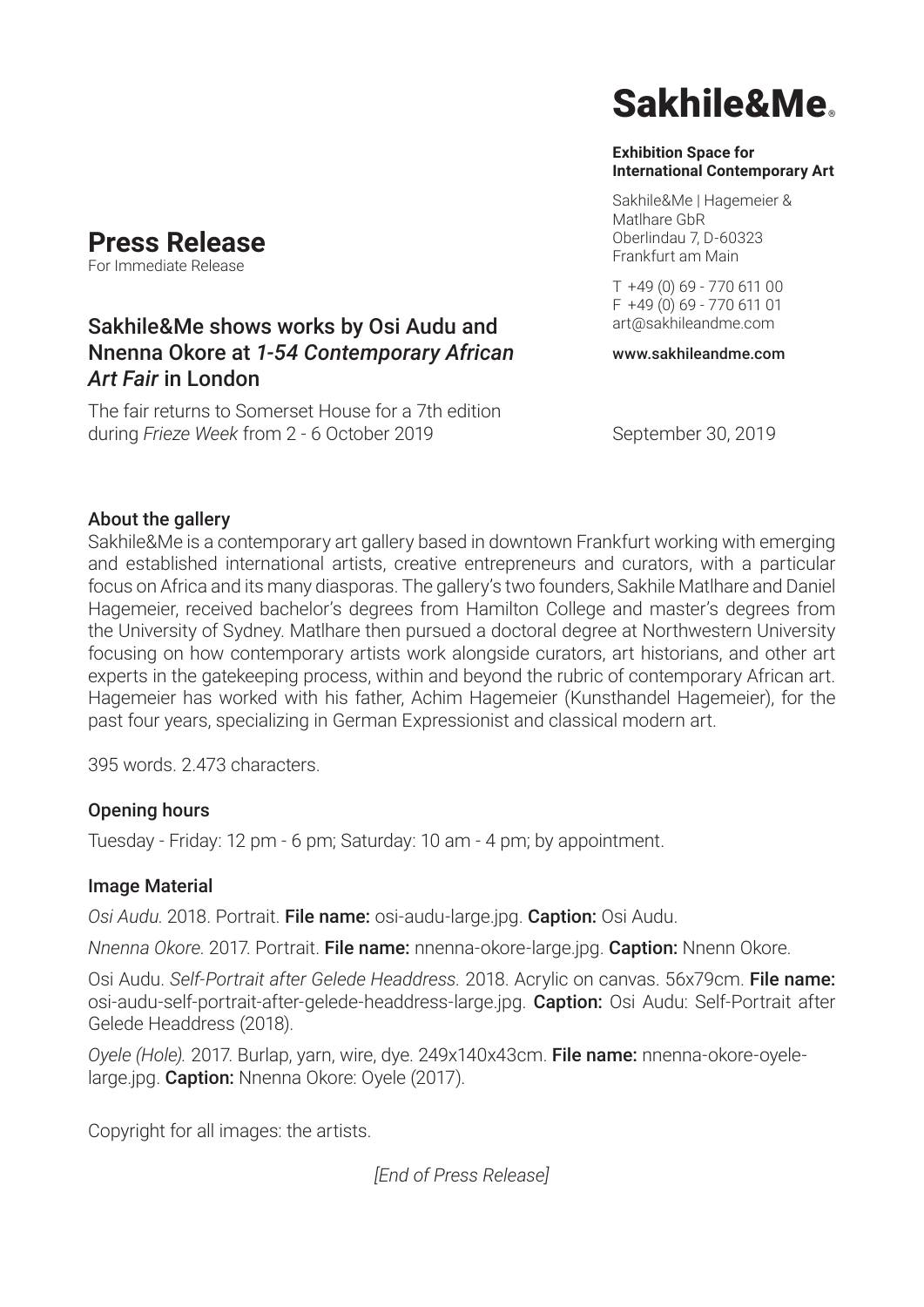# Sakhile&Me®

**Exhibition Space for International Contemporary Art**

Sakhile&Me | Hagemeier & Matlhare GbR
Oberlindau 7, D-60323
Frankfurt am Main

T +49 (0) 69 - 770 611 00
F +49 (0) 69 - 770 611 01
art@sakhileandme.com

www.sakhileandme.com

## Press Release

For Immediate Release

### Sakhile&Me shows works by Osi Audu and Nnenna Okore at *1-54 Contemporary African Art Fair* in London

The fair returns to Somerset House for a 7th edition during *Frieze Week* from 2 - 6 October 2019

September 30, 2019

### About the gallery

Sakhile&Me is a contemporary art gallery based in downtown Frankfurt working with emerging and established international artists, creative entrepreneurs and curators, with a particular focus on Africa and its many diasporas. The gallery's two founders, Sakhile Matlhare and Daniel Hagemeier, received bachelor's degrees from Hamilton College and master's degrees from the University of Sydney. Matlhare then pursued a doctoral degree at Northwestern University focusing on how contemporary artists work alongside curators, art historians, and other art experts in the gatekeeping process, within and beyond the rubric of contemporary African art. Hagemeier has worked with his father, Achim Hagemeier (Kunsthandel Hagemeier), for the past four years, specializing in German Expressionist and classical modern art.

395 words. 2.473 characters.

### Opening hours

Tuesday - Friday: 12 pm - 6 pm; Saturday: 10 am - 4 pm; by appointment.

### Image Material

*Osi Audu.* 2018. Portrait. **File name:** osi-audu-large.jpg. **Caption:** Osi Audu.

*Nnenna Okore.* 2017. Portrait. **File name:** nnenna-okore-large.jpg. **Caption:** Nnenn Okore.

Osi Audu. *Self-Portrait after Gelede Headdress.* 2018. Acrylic on canvas. 56x79cm. **File name:** osi-audu-self-portrait-after-gelede-headdress-large.jpg. **Caption:** Osi Audu: Self-Portrait after Gelede Headdress (2018).

*Oyele (Hole).* 2017. Burlap, yarn, wire, dye. 249x140x43cm. **File name:** nnenna-okore-oyele-large.jpg. **Caption:** Nnenna Okore: Oyele (2017).

Copyright for all images: the artists.

*[End of Press Release]*